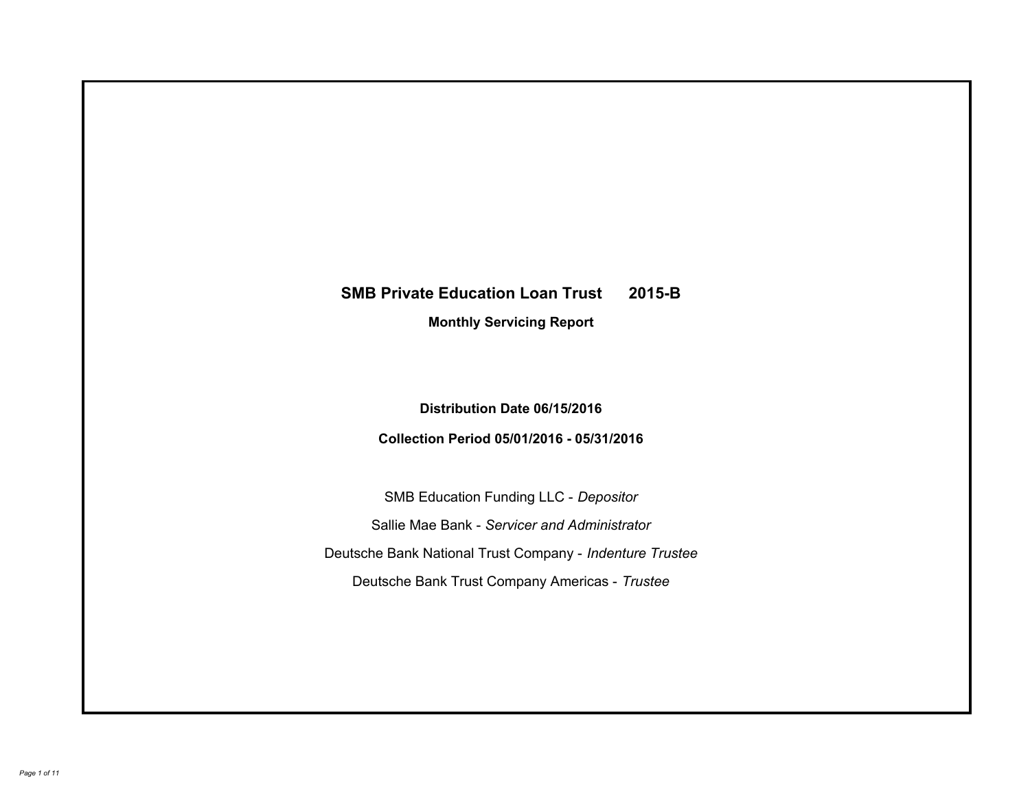# SMB Private Education Loan Trust 2015-B

## Monthly Servicing Report

**Distribution Date 06/15/2016**

**Collection Period 05/01/2016 - 05/31/2016**

SMB Education Funding LLC - *Depositor*

Sallie Mae Bank - *Servicer and Administrator*

Deutsche Bank National Trust Company - *Indenture Trustee*

Deutsche Bank Trust Company Americas - *Trustee*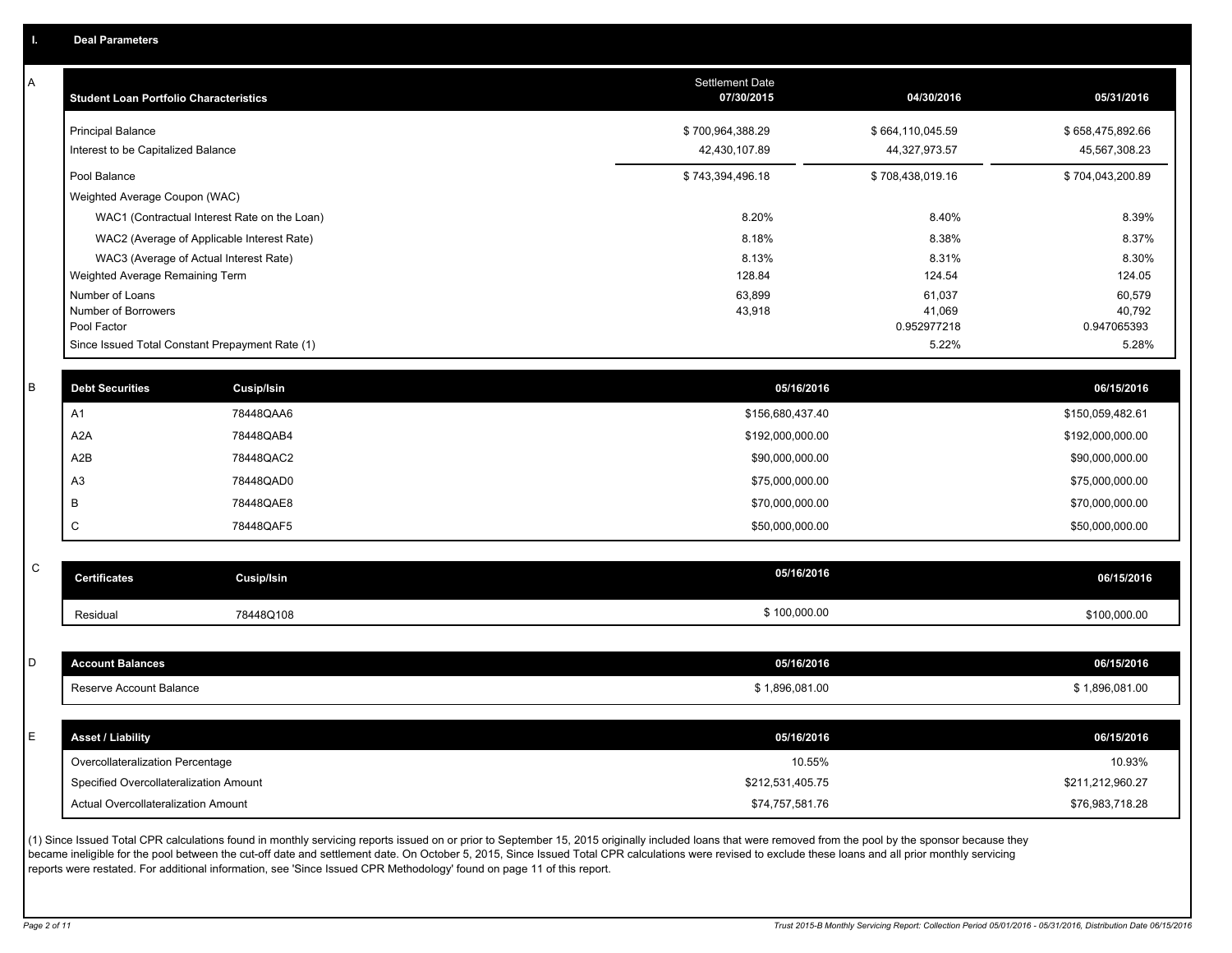## I. Deal Parameters

### A

| Student Loan Portfolio Characteristics | Settlement Date 07/30/2015 | 04/30/2016 | 05/31/2016 |
|---|---|---|---|
| Principal Balance | $ 700,964,388.29 | $ 664,110,045.59 | $ 658,475,892.66 |
| Interest to be Capitalized Balance | 42,430,107.89 | 44,327,973.57 | 45,567,308.23 |
| Pool Balance | $ 743,394,496.18 | $ 708,438,019.16 | $ 704,043,200.89 |
| Weighted Average Coupon (WAC) | | | |
| WAC1 (Contractual Interest Rate on the Loan) | 8.20% | 8.40% | 8.39% |
| WAC2 (Average of Applicable Interest Rate) | 8.18% | 8.38% | 8.37% |
| WAC3 (Average of Actual Interest Rate) | 8.13% | 8.31% | 8.30% |
| Weighted Average Remaining Term | 128.84 | 124.54 | 124.05 |
| Number of Loans | 63,899 | 61,037 | 60,579 |
| Number of Borrowers | 43,918 | 41,069 | 40,792 |
| Pool Factor | | 0.952977218 | 0.947065393 |
| Since Issued Total Constant Prepayment Rate (1) | | 5.22% | 5.28% |

### B

| Debt Securities | Cusip/Isin | 05/16/2016 | 06/15/2016 |
|---|---|---|---|
| A1 | 78448QAA6 | $156,680,437.40 | $150,059,482.61 |
| A2A | 78448QAB4 | $192,000,000.00 | $192,000,000.00 |
| A2B | 78448QAC2 | $90,000,000.00 | $90,000,000.00 |
| A3 | 78448QAD0 | $75,000,000.00 | $75,000,000.00 |
| B | 78448QAE8 | $70,000,000.00 | $70,000,000.00 |
| C | 78448QAF5 | $50,000,000.00 | $50,000,000.00 |

### C

| Certificates | Cusip/Isin | 05/16/2016 | 06/15/2016 |
|---|---|---|---|
| Residual | 78448Q108 | $ 100,000.00 | $100,000.00 |

### D

| Account Balances | 05/16/2016 | 06/15/2016 |
|---|---|---|
| Reserve Account Balance | $ 1,896,081.00 | $ 1,896,081.00 |

### E

| Asset / Liability | 05/16/2016 | 06/15/2016 |
|---|---|---|
| Overcollateralization Percentage | 10.55% | 10.93% |
| Specified Overcollateralization Amount | $212,531,405.75 | $211,212,960.27 |
| Actual Overcollateralization Amount | $74,757,581.76 | $76,983,718.28 |

(1) Since Issued Total CPR calculations found in monthly servicing reports issued on or prior to September 15, 2015 originally included loans that were removed from the pool by the sponsor because they became ineligible for the pool between the cut-off date and settlement date. On October 5, 2015, Since Issued Total CPR calculations were revised to exclude these loans and all prior monthly servicing reports were restated. For additional information, see 'Since Issued CPR Methodology' found on page 11 of this report.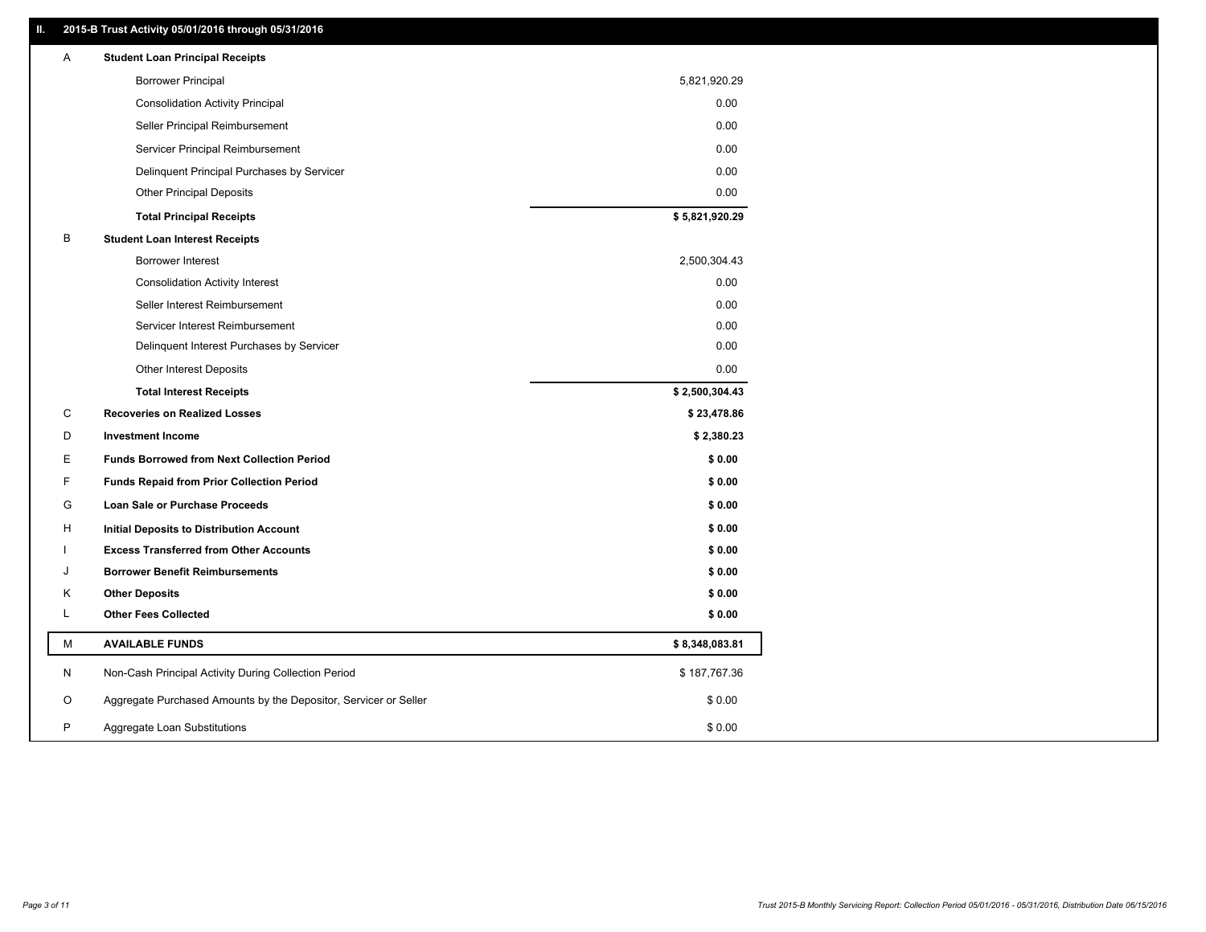## II. 2015-B Trust Activity 05/01/2016 through 05/31/2016

| | | |
|---|---|---|
| A | **Student Loan Principal Receipts** | |
| | Borrower Principal | 5,821,920.29 |
| | Consolidation Activity Principal | 0.00 |
| | Seller Principal Reimbursement | 0.00 |
| | Servicer Principal Reimbursement | 0.00 |
| | Delinquent Principal Purchases by Servicer | 0.00 |
| | Other Principal Deposits | 0.00 |
| | **Total Principal Receipts** | **$ 5,821,920.29** |
| B | **Student Loan Interest Receipts** | |
| | Borrower Interest | 2,500,304.43 |
| | Consolidation Activity Interest | 0.00 |
| | Seller Interest Reimbursement | 0.00 |
| | Servicer Interest Reimbursement | 0.00 |
| | Delinquent Interest Purchases by Servicer | 0.00 |
| | Other Interest Deposits | 0.00 |
| | **Total Interest Receipts** | **$ 2,500,304.43** |
| C | **Recoveries on Realized Losses** | **$ 23,478.86** |
| D | **Investment Income** | **$ 2,380.23** |
| E | **Funds Borrowed from Next Collection Period** | **$ 0.00** |
| F | **Funds Repaid from Prior Collection Period** | **$ 0.00** |
| G | **Loan Sale or Purchase Proceeds** | **$ 0.00** |
| H | **Initial Deposits to Distribution Account** | **$ 0.00** |
| I | **Excess Transferred from Other Accounts** | **$ 0.00** |
| J | **Borrower Benefit Reimbursements** | **$ 0.00** |
| K | **Other Deposits** | **$ 0.00** |
| L | **Other Fees Collected** | **$ 0.00** |
| M | **AVAILABLE FUNDS** | **$ 8,348,083.81** |
| N | Non-Cash Principal Activity During Collection Period | $ 187,767.36 |
| O | Aggregate Purchased Amounts by the Depositor, Servicer or Seller | $ 0.00 |
| P | Aggregate Loan Substitutions | $ 0.00 |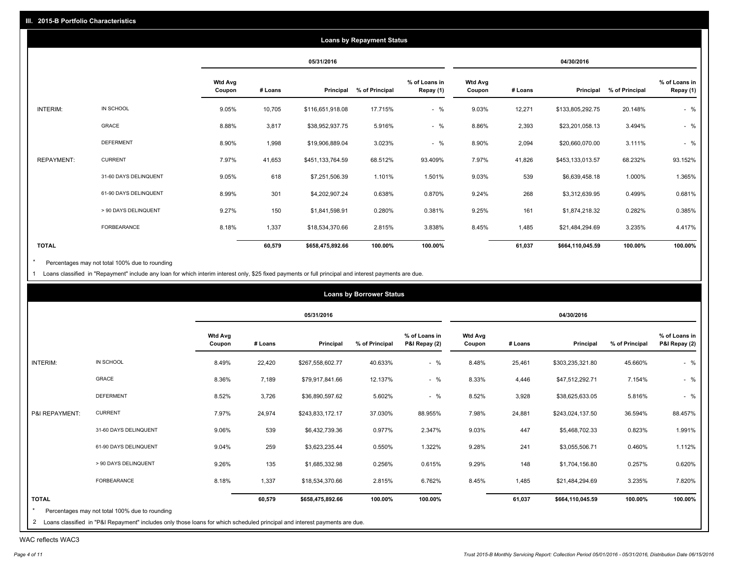## III. 2015-B Portfolio Characteristics

### Loans by Repayment Status

| | | 05/31/2016 | | | | | 04/30/2016 | | | | |
|---|---|---|---|---|---|---|---|---|---|---|---|
| | | Wtd Avg Coupon | # Loans | Principal | % of Principal | % of Loans in Repay (1) | Wtd Avg Coupon | # Loans | Principal | % of Principal | % of Loans in Repay (1) |
| INTERIM: | IN SCHOOL | 9.05% | 10,705 | $116,651,918.08 | 17.715% | - % | 9.03% | 12,271 | $133,805,292.75 | 20.148% | - % |
| | GRACE | 8.88% | 3,817 | $38,952,937.75 | 5.916% | - % | 8.86% | 2,393 | $23,201,058.13 | 3.494% | - % |
| | DEFERMENT | 8.90% | 1,998 | $19,906,889.04 | 3.023% | - % | 8.90% | 2,094 | $20,660,070.00 | 3.111% | - % |
| REPAYMENT: | CURRENT | 7.97% | 41,653 | $451,133,764.59 | 68.512% | 93.409% | 7.97% | 41,826 | $453,133,013.57 | 68.232% | 93.152% |
| | 31-60 DAYS DELINQUENT | 9.05% | 618 | $7,251,506.39 | 1.101% | 1.501% | 9.03% | 539 | $6,639,458.18 | 1.000% | 1.365% |
| | 61-90 DAYS DELINQUENT | 8.99% | 301 | $4,202,907.24 | 0.638% | 0.870% | 9.24% | 268 | $3,312,639.95 | 0.499% | 0.681% |
| | > 90 DAYS DELINQUENT | 9.27% | 150 | $1,841,598.91 | 0.280% | 0.381% | 9.25% | 161 | $1,874,218.32 | 0.282% | 0.385% |
| | FORBEARANCE | 8.18% | 1,337 | $18,534,370.66 | 2.815% | 3.838% | 8.45% | 1,485 | $21,484,294.69 | 3.235% | 4.417% |
| **TOTAL** | | | **60,579** | **$658,475,892.66** | **100.00%** | **100.00%** | | **61,037** | **$664,110,045.59** | **100.00%** | **100.00%** |

\* Percentages may not total 100% due to rounding

1 Loans classified in "Repayment" include any loan for which interim interest only, $25 fixed payments or full principal and interest payments are due.

### Loans by Borrower Status

| | | 05/31/2016 | | | | | 04/30/2016 | | | | |
|---|---|---|---|---|---|---|---|---|---|---|---|
| | | Wtd Avg Coupon | # Loans | Principal | % of Principal | % of Loans in P&I Repay (2) | Wtd Avg Coupon | # Loans | Principal | % of Principal | % of Loans in P&I Repay (2) |
| INTERIM: | IN SCHOOL | 8.49% | 22,420 | $267,558,602.77 | 40.633% | - % | 8.48% | 25,461 | $303,235,321.80 | 45.660% | - % |
| | GRACE | 8.36% | 7,189 | $79,917,841.66 | 12.137% | - % | 8.33% | 4,446 | $47,512,292.71 | 7.154% | - % |
| | DEFERMENT | 8.52% | 3,726 | $36,890,597.62 | 5.602% | - % | 8.52% | 3,928 | $38,625,633.05 | 5.816% | - % |
| P&I REPAYMENT: | CURRENT | 7.97% | 24,974 | $243,833,172.17 | 37.030% | 88.955% | 7.98% | 24,881 | $243,024,137.50 | 36.594% | 88.457% |
| | 31-60 DAYS DELINQUENT | 9.06% | 539 | $6,432,739.36 | 0.977% | 2.347% | 9.03% | 447 | $5,468,702.33 | 0.823% | 1.991% |
| | 61-90 DAYS DELINQUENT | 9.04% | 259 | $3,623,235.44 | 0.550% | 1.322% | 9.28% | 241 | $3,055,506.71 | 0.460% | 1.112% |
| | > 90 DAYS DELINQUENT | 9.26% | 135 | $1,685,332.98 | 0.256% | 0.615% | 9.29% | 148 | $1,704,156.80 | 0.257% | 0.620% |
| | FORBEARANCE | 8.18% | 1,337 | $18,534,370.66 | 2.815% | 6.762% | 8.45% | 1,485 | $21,484,294.69 | 3.235% | 7.820% |
| **TOTAL** | | | **60,579** | **$658,475,892.66** | **100.00%** | **100.00%** | | **61,037** | **$664,110,045.59** | **100.00%** | **100.00%** |

\* Percentages may not total 100% due to rounding

2 Loans classified in "P&I Repayment" includes only those loans for which scheduled principal and interest payments are due.

WAC reflects WAC3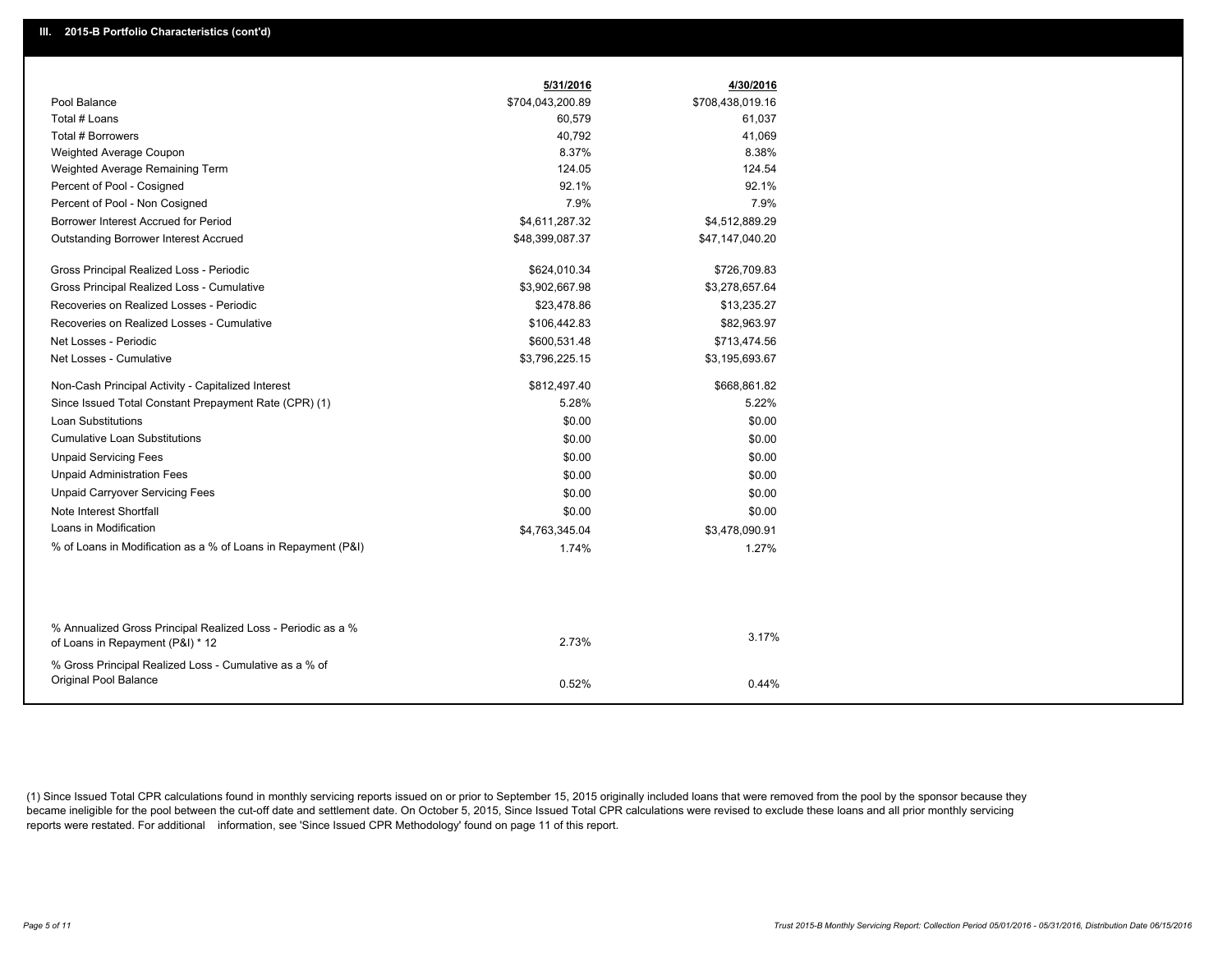## III. 2015-B Portfolio Characteristics (cont'd)

| | 5/31/2016 | 4/30/2016 |
|---|---|---|
| Pool Balance | $704,043,200.89 | $708,438,019.16 |
| Total # Loans | 60,579 | 61,037 |
| Total # Borrowers | 40,792 | 41,069 |
| Weighted Average Coupon | 8.37% | 8.38% |
| Weighted Average Remaining Term | 124.05 | 124.54 |
| Percent of Pool - Cosigned | 92.1% | 92.1% |
| Percent of Pool - Non Cosigned | 7.9% | 7.9% |
| Borrower Interest Accrued for Period | $4,611,287.32 | $4,512,889.29 |
| Outstanding Borrower Interest Accrued | $48,399,087.37 | $47,147,040.20 |
| Gross Principal Realized Loss - Periodic | $624,010.34 | $726,709.83 |
| Gross Principal Realized Loss - Cumulative | $3,902,667.98 | $3,278,657.64 |
| Recoveries on Realized Losses - Periodic | $23,478.86 | $13,235.27 |
| Recoveries on Realized Losses - Cumulative | $106,442.83 | $82,963.97 |
| Net Losses - Periodic | $600,531.48 | $713,474.56 |
| Net Losses - Cumulative | $3,796,225.15 | $3,195,693.67 |
| Non-Cash Principal Activity - Capitalized Interest | $812,497.40 | $668,861.82 |
| Since Issued Total Constant Prepayment Rate (CPR) (1) | 5.28% | 5.22% |
| Loan Substitutions | $0.00 | $0.00 |
| Cumulative Loan Substitutions | $0.00 | $0.00 |
| Unpaid Servicing Fees | $0.00 | $0.00 |
| Unpaid Administration Fees | $0.00 | $0.00 |
| Unpaid Carryover Servicing Fees | $0.00 | $0.00 |
| Note Interest Shortfall | $0.00 | $0.00 |
| Loans in Modification | $4,763,345.04 | $3,478,090.91 |
| % of Loans in Modification as a % of Loans in Repayment (P&I) | 1.74% | 1.27% |
| % Annualized Gross Principal Realized Loss - Periodic as a % of Loans in Repayment (P&I) * 12 | 2.73% | 3.17% |
| % Gross Principal Realized Loss - Cumulative as a % of Original Pool Balance | 0.52% | 0.44% |

(1) Since Issued Total CPR calculations found in monthly servicing reports issued on or prior to September 15, 2015 originally included loans that were removed from the pool by the sponsor because they became ineligible for the pool between the cut-off date and settlement date. On October 5, 2015, Since Issued Total CPR calculations were revised to exclude these loans and all prior monthly servicing reports were restated. For additional information, see 'Since Issued CPR Methodology' found on page 11 of this report.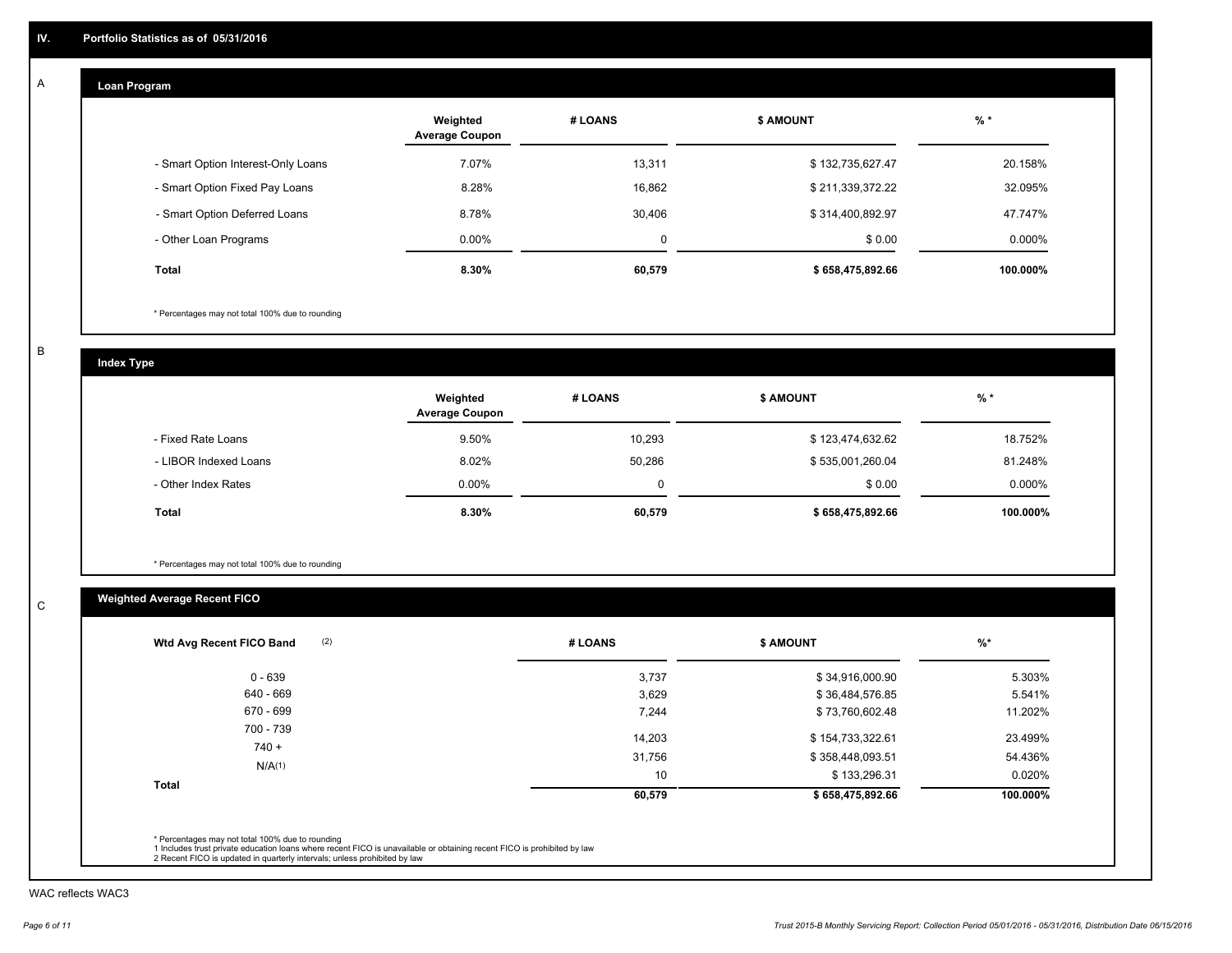## IV. Portfolio Statistics as of 05/31/2016

### A Loan Program

| | Weighted Average Coupon | # LOANS | $ AMOUNT | % * |
|---|---|---|---|---|
| - Smart Option Interest-Only Loans | 7.07% | 13,311 | $ 132,735,627.47 | 20.158% |
| - Smart Option Fixed Pay Loans | 8.28% | 16,862 | $ 211,339,372.22 | 32.095% |
| - Smart Option Deferred Loans | 8.78% | 30,406 | $ 314,400,892.97 | 47.747% |
| - Other Loan Programs | 0.00% | 0 | $ 0.00 | 0.000% |
| **Total** | **8.30%** | **60,579** | **$ 658,475,892.66** | **100.000%** |

* Percentages may not total 100% due to rounding

### B Index Type

| | Weighted Average Coupon | # LOANS | $ AMOUNT | % * |
|---|---|---|---|---|
| - Fixed Rate Loans | 9.50% | 10,293 | $ 123,474,632.62 | 18.752% |
| - LIBOR Indexed Loans | 8.02% | 50,286 | $ 535,001,260.04 | 81.248% |
| - Other Index Rates | 0.00% | 0 | $ 0.00 | 0.000% |
| **Total** | **8.30%** | **60,579** | **$ 658,475,892.66** | **100.000%** |

* Percentages may not total 100% due to rounding

### C Weighted Average Recent FICO

| Wtd Avg Recent FICO Band (2) | # LOANS | $ AMOUNT | %* |
|---|---|---|---|
| 0 - 639 | 3,737 | $ 34,916,000.90 | 5.303% |
| 640 - 669 | 3,629 | $ 36,484,576.85 | 5.541% |
| 670 - 699 | 7,244 | $ 73,760,602.48 | 11.202% |
| 700 - 739 | 14,203 | $ 154,733,322.61 | 23.499% |
| 740 + | 31,756 | $ 358,448,093.51 | 54.436% |
| N/A(1) | 10 | $ 133,296.31 | 0.020% |
| **Total** | **60,579** | **$ 658,475,892.66** | **100.000%** |

* Percentages may not total 100% due to rounding
1 Includes trust private education loans where recent FICO is unavailable or obtaining recent FICO is prohibited by law
2 Recent FICO is updated in quarterly intervals; unless prohibited by law

WAC reflects WAC3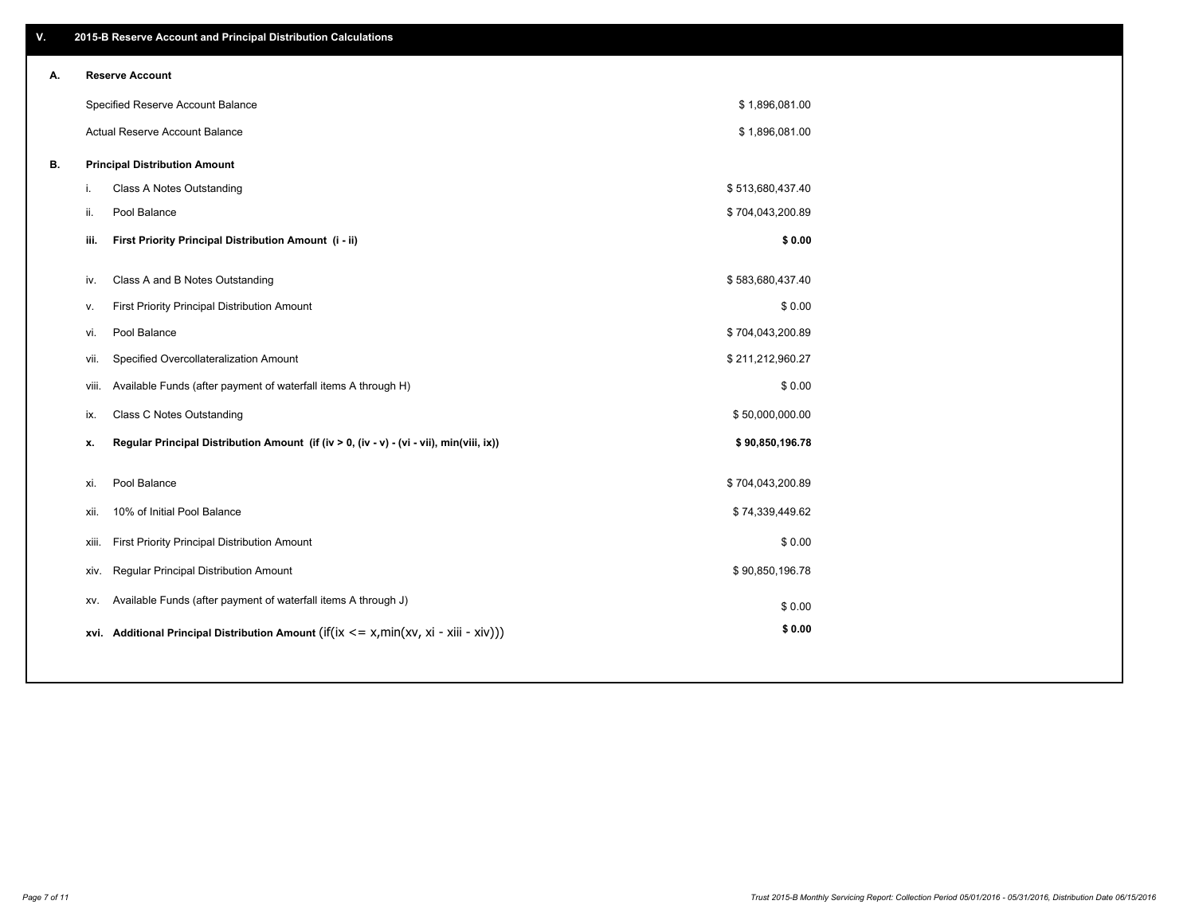## V. 2015-B Reserve Account and Principal Distribution Calculations

### A. Reserve Account

| | |
|---|---|
| Specified Reserve Account Balance | $ 1,896,081.00 |
| Actual Reserve Account Balance | $ 1,896,081.00 |

### B. Principal Distribution Amount

| | | |
|---|---|---|
| i. | Class A Notes Outstanding | $ 513,680,437.40 |
| ii. | Pool Balance | $ 704,043,200.89 |
| **iii.** | **First Priority Principal Distribution Amount (i - ii)** | **$ 0.00** |
| iv. | Class A and B Notes Outstanding | $ 583,680,437.40 |
| v. | First Priority Principal Distribution Amount | $ 0.00 |
| vi. | Pool Balance | $ 704,043,200.89 |
| vii. | Specified Overcollateralization Amount | $ 211,212,960.27 |
| viii. | Available Funds (after payment of waterfall items A through H) | $ 0.00 |
| ix. | Class C Notes Outstanding | $ 50,000,000.00 |
| **x.** | **Regular Principal Distribution Amount (if (iv > 0, (iv - v) - (vi - vii), min(viii, ix))** | **$ 90,850,196.78** |
| xi. | Pool Balance | $ 704,043,200.89 |
| xii. | 10% of Initial Pool Balance | $ 74,339,449.62 |
| xiii. | First Priority Principal Distribution Amount | $ 0.00 |
| xiv. | Regular Principal Distribution Amount | $ 90,850,196.78 |
| xv. | Available Funds (after payment of waterfall items A through J) | $ 0.00 |
| **xvi.** | **Additional Principal Distribution Amount** (if(ix <= x,min(xv, xi - xiii - xiv))) | **$ 0.00** |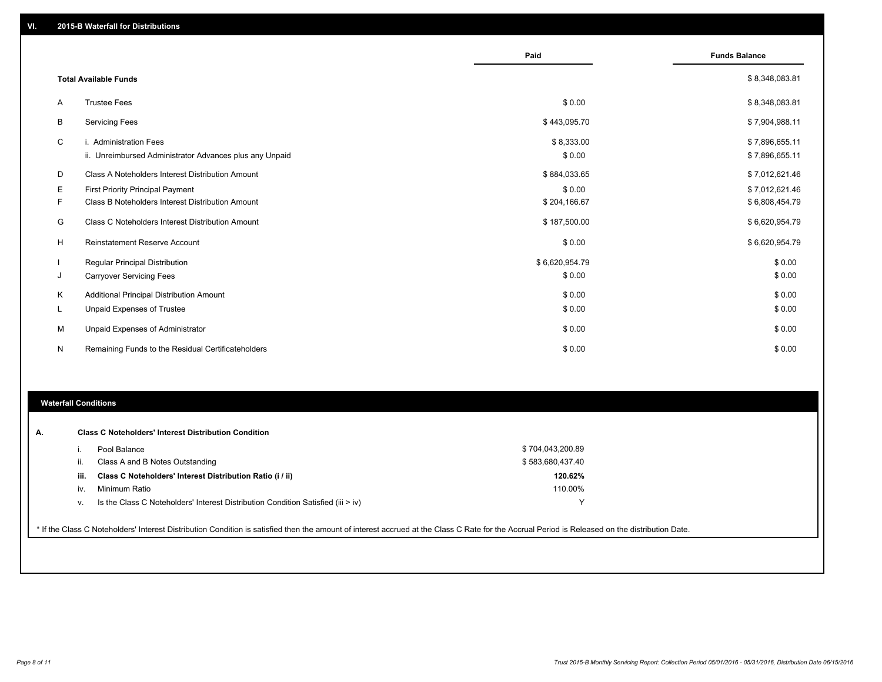## VI. 2015-B Waterfall for Distributions

| | | Paid | Funds Balance |
|---|---|---|---|
| | **Total Available Funds** | | $ 8,348,083.81 |
| A | Trustee Fees | $ 0.00 | $ 8,348,083.81 |
| B | Servicing Fees | $ 443,095.70 | $ 7,904,988.11 |
| C | i. Administration Fees | $ 8,333.00 | $ 7,896,655.11 |
| | ii. Unreimbursed Administrator Advances plus any Unpaid | $ 0.00 | $ 7,896,655.11 |
| D | Class A Noteholders Interest Distribution Amount | $ 884,033.65 | $ 7,012,621.46 |
| E | First Priority Principal Payment | $ 0.00 | $ 7,012,621.46 |
| F | Class B Noteholders Interest Distribution Amount | $ 204,166.67 | $ 6,808,454.79 |
| G | Class C Noteholders Interest Distribution Amount | $ 187,500.00 | $ 6,620,954.79 |
| H | Reinstatement Reserve Account | $ 0.00 | $ 6,620,954.79 |
| I | Regular Principal Distribution | $ 6,620,954.79 | $ 0.00 |
| J | Carryover Servicing Fees | $ 0.00 | $ 0.00 |
| K | Additional Principal Distribution Amount | $ 0.00 | $ 0.00 |
| L | Unpaid Expenses of Trustee | $ 0.00 | $ 0.00 |
| M | Unpaid Expenses of Administrator | $ 0.00 | $ 0.00 |
| N | Remaining Funds to the Residual Certificateholders | $ 0.00 | $ 0.00 |

## Waterfall Conditions

**A. Class C Noteholders' Interest Distribution Condition**

| | | |
|---|---|---|
| i. | Pool Balance | $ 704,043,200.89 |
| ii. | Class A and B Notes Outstanding | $ 583,680,437.40 |
| **iii.** | **Class C Noteholders' Interest Distribution Ratio (i / ii)** | **120.62%** |
| iv. | Minimum Ratio | 110.00% |
| v. | Is the Class C Noteholders' Interest Distribution Condition Satisfied (iii > iv) | Y |

* If the Class C Noteholders' Interest Distribution Condition is satisfied then the amount of interest accrued at the Class C Rate for the Accrual Period is Released on the distribution Date.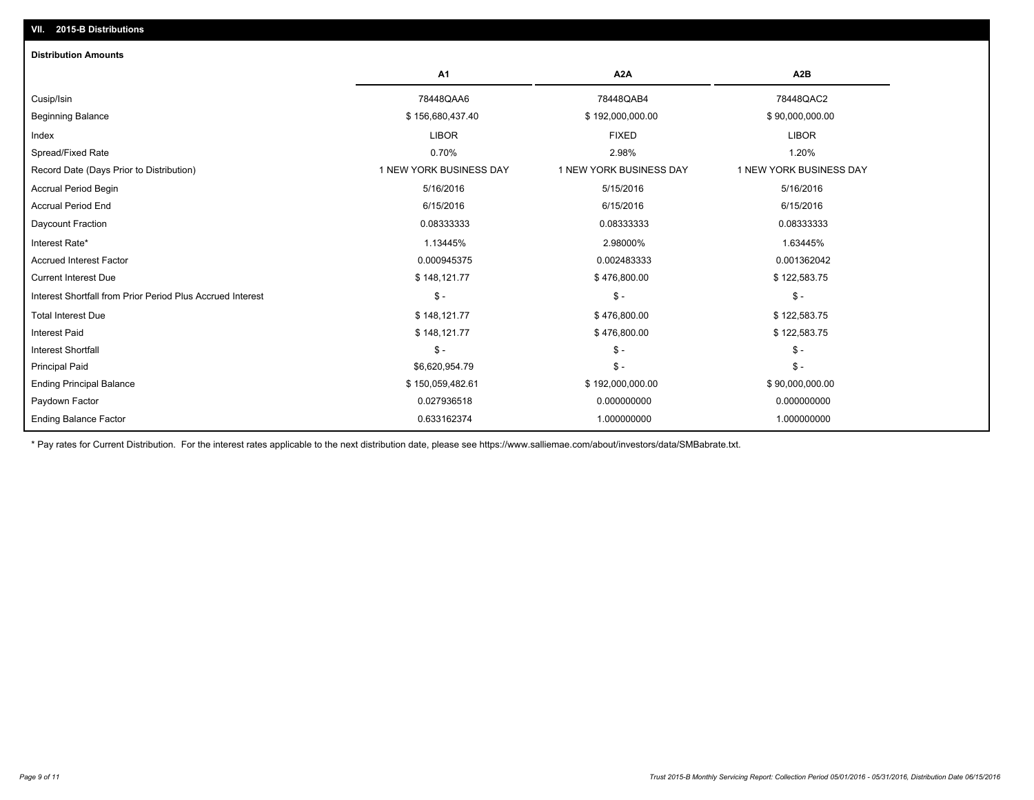## VII. 2015-B Distributions

### Distribution Amounts

| | A1 | A2A | A2B |
|---|---|---|---|
| Cusip/Isin | 78448QAA6 | 78448QAB4 | 78448QAC2 |
| Beginning Balance | $ 156,680,437.40 | $ 192,000,000.00 | $ 90,000,000.00 |
| Index | LIBOR | FIXED | LIBOR |
| Spread/Fixed Rate | 0.70% | 2.98% | 1.20% |
| Record Date (Days Prior to Distribution) | 1 NEW YORK BUSINESS DAY | 1 NEW YORK BUSINESS DAY | 1 NEW YORK BUSINESS DAY |
| Accrual Period Begin | 5/16/2016 | 5/15/2016 | 5/16/2016 |
| Accrual Period End | 6/15/2016 | 6/15/2016 | 6/15/2016 |
| Daycount Fraction | 0.08333333 | 0.08333333 | 0.08333333 |
| Interest Rate* | 1.13445% | 2.98000% | 1.63445% |
| Accrued Interest Factor | 0.000945375 | 0.002483333 | 0.001362042 |
| Current Interest Due | $ 148,121.77 | $ 476,800.00 | $ 122,583.75 |
| Interest Shortfall from Prior Period Plus Accrued Interest | $ - | $ - | $ - |
| Total Interest Due | $ 148,121.77 | $ 476,800.00 | $ 122,583.75 |
| Interest Paid | $ 148,121.77 | $ 476,800.00 | $ 122,583.75 |
| Interest Shortfall | $ - | $ - | $ - |
| Principal Paid | $6,620,954.79 | $ - | $ - |
| Ending Principal Balance | $ 150,059,482.61 | $ 192,000,000.00 | $ 90,000,000.00 |
| Paydown Factor | 0.027936518 | 0.000000000 | 0.000000000 |
| Ending Balance Factor | 0.633162374 | 1.000000000 | 1.000000000 |

* Pay rates for Current Distribution. For the interest rates applicable to the next distribution date, please see https://www.salliemae.com/about/investors/data/SMBabrate.txt.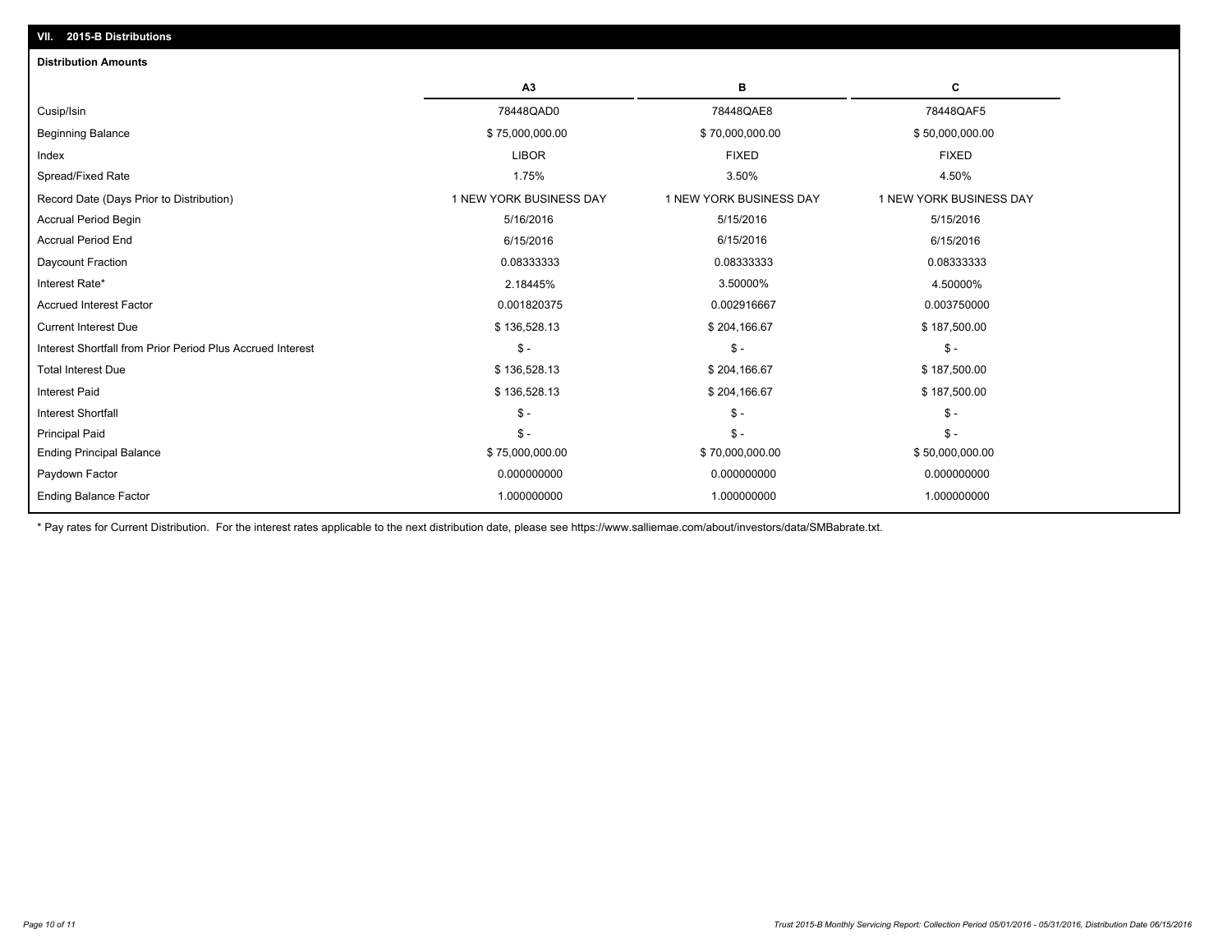## VII. 2015-B Distributions

### Distribution Amounts

| | A3 | B | C |
|---|---|---|---|
| Cusip/Isin | 78448QAD0 | 78448QAE8 | 78448QAF5 |
| Beginning Balance | $ 75,000,000.00 | $ 70,000,000.00 | $ 50,000,000.00 |
| Index | LIBOR | FIXED | FIXED |
| Spread/Fixed Rate | 1.75% | 3.50% | 4.50% |
| Record Date (Days Prior to Distribution) | 1 NEW YORK BUSINESS DAY | 1 NEW YORK BUSINESS DAY | 1 NEW YORK BUSINESS DAY |
| Accrual Period Begin | 5/16/2016 | 5/15/2016 | 5/15/2016 |
| Accrual Period End | 6/15/2016 | 6/15/2016 | 6/15/2016 |
| Daycount Fraction | 0.08333333 | 0.08333333 | 0.08333333 |
| Interest Rate* | 2.18445% | 3.50000% | 4.50000% |
| Accrued Interest Factor | 0.001820375 | 0.002916667 | 0.003750000 |
| Current Interest Due | $ 136,528.13 | $ 204,166.67 | $ 187,500.00 |
| Interest Shortfall from Prior Period Plus Accrued Interest | $ - | $ - | $ - |
| Total Interest Due | $ 136,528.13 | $ 204,166.67 | $ 187,500.00 |
| Interest Paid | $ 136,528.13 | $ 204,166.67 | $ 187,500.00 |
| Interest Shortfall | $ - | $ - | $ - |
| Principal Paid | $ - | $ - | $ - |
| Ending Principal Balance | $ 75,000,000.00 | $ 70,000,000.00 | $ 50,000,000.00 |
| Paydown Factor | 0.000000000 | 0.000000000 | 0.000000000 |
| Ending Balance Factor | 1.000000000 | 1.000000000 | 1.000000000 |

* Pay rates for Current Distribution. For the interest rates applicable to the next distribution date, please see https://www.salliemae.com/about/investors/data/SMBabrate.txt.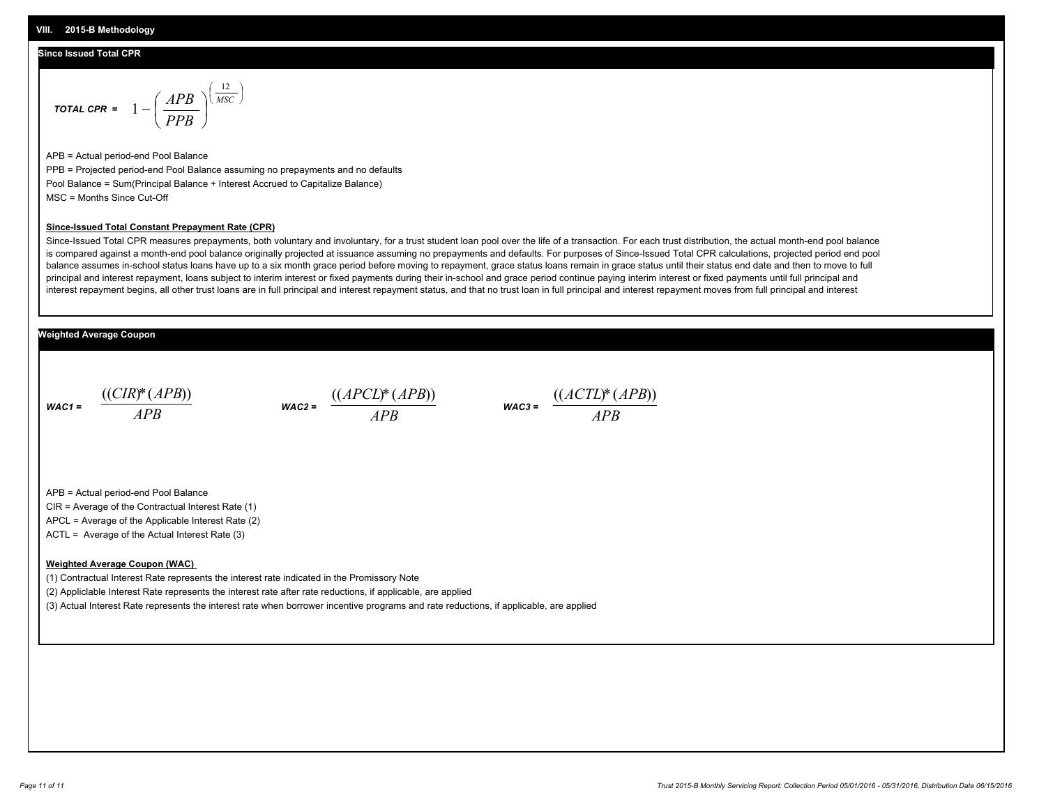## VIII. 2015-B Methodology

### Since Issued Total CPR

$$TOTAL\ CPR = 1 - \left(\frac{APB}{PPB}\right)^{\left(\frac{12}{MSC}\right)}$$

APB = Actual period-end Pool Balance

PPB = Projected period-end Pool Balance assuming no prepayments and no defaults

Pool Balance = Sum(Principal Balance + Interest Accrued to Capitalize Balance)

MSC = Months Since Cut-Off

**Since-Issued Total Constant Prepayment Rate (CPR)**

Since-Issued Total CPR measures prepayments, both voluntary and involuntary, for a trust student loan pool over the life of a transaction. For each trust distribution, the actual month-end pool balance is compared against a month-end pool balance originally projected at issuance assuming no prepayments and defaults. For purposes of Since-Issued Total CPR calculations, projected period end pool balance assumes in-school status loans have up to a six month grace period before moving to repayment, grace status loans remain in grace status until their status end date and then to move to full principal and interest repayment, loans subject to interim interest or fixed payments during their in-school and grace period continue paying interim interest or fixed payments until full principal and interest repayment begins, all other trust loans are in full principal and interest repayment status, and that no trust loan in full principal and interest repayment moves from full principal and interest

### Weighted Average Coupon

$$WAC1 = \frac{((CIR)*(APB))}{APB} \qquad WAC2 = \frac{((APCL)*(APB))}{APB} \qquad WAC3 = \frac{((ACTL)*(APB))}{APB}$$

APB = Actual period-end Pool Balance

CIR = Average of the Contractual Interest Rate (1)

APCL = Average of the Applicable Interest Rate (2)

ACTL = Average of the Actual Interest Rate (3)

**Weighted Average Coupon (WAC)**

(1) Contractual Interest Rate represents the interest rate indicated in the Promissory Note

(2) Appliclable Interest Rate represents the interest rate after rate reductions, if applicable, are applied

(3) Actual Interest Rate represents the interest rate when borrower incentive programs and rate reductions, if applicable, are applied